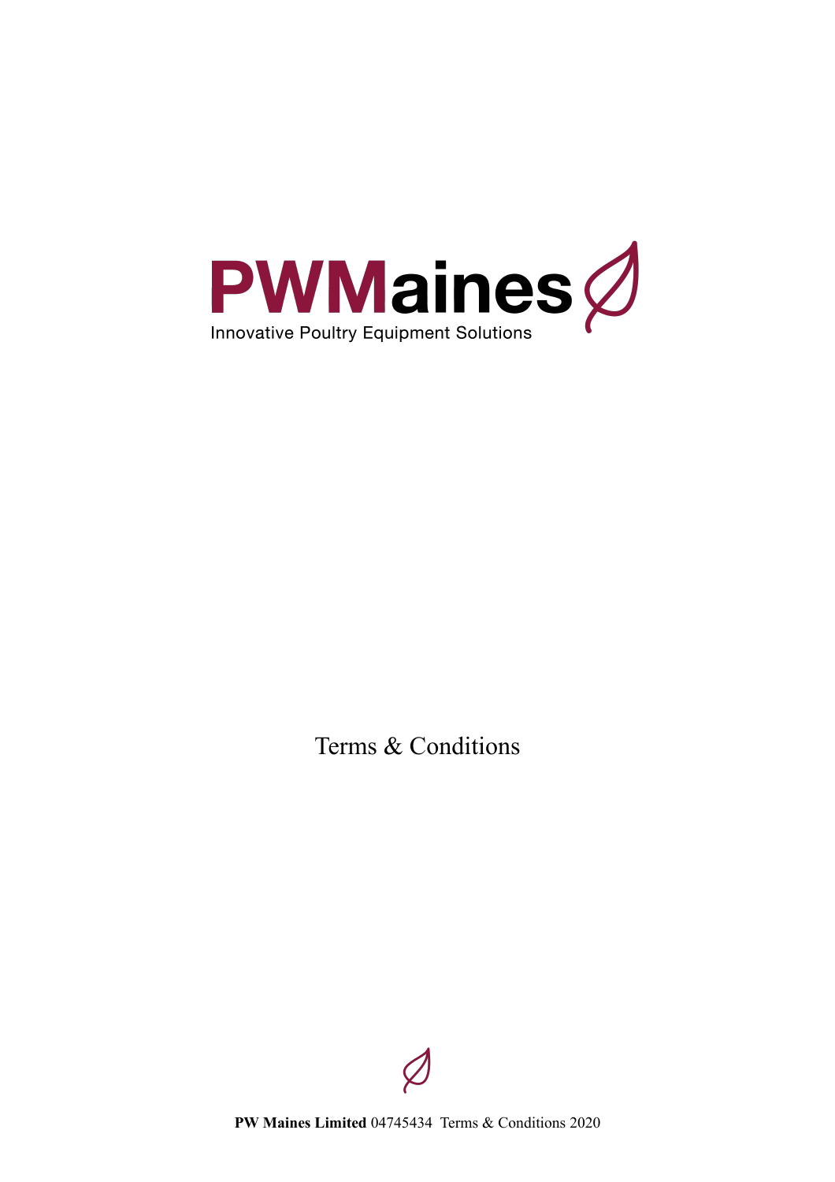# PWMaines

Innovative Poultry Equipment Solutions

Terms & Conditions

**PW Maines Limited** 04745434 Terms & Conditions 2020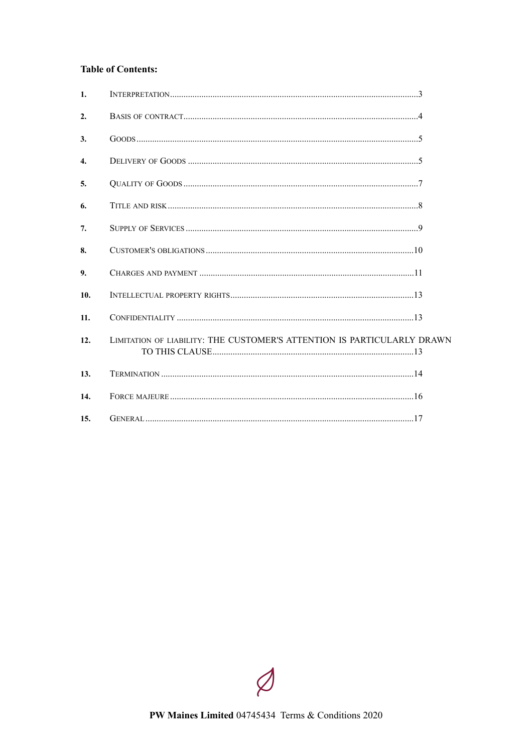**Table of Contents:**

| | | |
|---|---|---|
| **1.** | Interpretation | 3 |
| **2.** | Basis of contract | 4 |
| **3.** | Goods | 5 |
| **4.** | Delivery of Goods | 5 |
| **5.** | Quality of Goods | 7 |
| **6.** | Title and risk | 8 |
| **7.** | Supply of Services | 9 |
| **8.** | Customer's obligations | 10 |
| **9.** | Charges and payment | 11 |
| **10.** | Intellectual property rights | 13 |
| **11.** | Confidentiality | 13 |
| **12.** | Limitation of liability: THE CUSTOMER'S ATTENTION IS PARTICULARLY DRAWN TO THIS CLAUSE | 13 |
| **13.** | Termination | 14 |
| **14.** | Force majeure | 16 |
| **15.** | General | 17 |

**PW Maines Limited** 04745434 Terms & Conditions 2020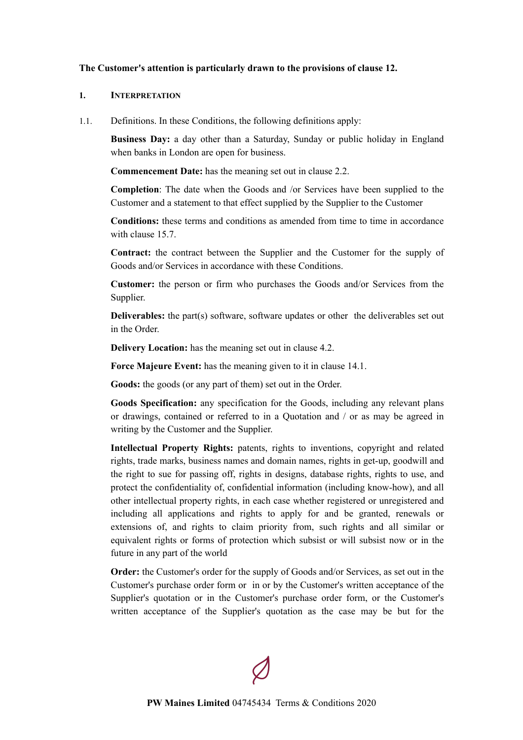**The Customer's attention is particularly drawn to the provisions of clause 12.**

## 1. INTERPRETATION

1.1. Definitions. In these Conditions, the following definitions apply:

**Business Day:** a day other than a Saturday, Sunday or public holiday in England when banks in London are open for business.

**Commencement Date:** has the meaning set out in clause 2.2.

**Completion**: The date when the Goods and /or Services have been supplied to the Customer and a statement to that effect supplied by the Supplier to the Customer

**Conditions:** these terms and conditions as amended from time to time in accordance with clause 15.7.

**Contract:** the contract between the Supplier and the Customer for the supply of Goods and/or Services in accordance with these Conditions.

**Customer:** the person or firm who purchases the Goods and/or Services from the Supplier.

**Deliverables:** the part(s) software, software updates or other the deliverables set out in the Order.

**Delivery Location:** has the meaning set out in clause 4.2.

**Force Majeure Event:** has the meaning given to it in clause 14.1.

**Goods:** the goods (or any part of them) set out in the Order.

**Goods Specification:** any specification for the Goods, including any relevant plans or drawings, contained or referred to in a Quotation and / or as may be agreed in writing by the Customer and the Supplier.

**Intellectual Property Rights:** patents, rights to inventions, copyright and related rights, trade marks, business names and domain names, rights in get-up, goodwill and the right to sue for passing off, rights in designs, database rights, rights to use, and protect the confidentiality of, confidential information (including know-how), and all other intellectual property rights, in each case whether registered or unregistered and including all applications and rights to apply for and be granted, renewals or extensions of, and rights to claim priority from, such rights and all similar or equivalent rights or forms of protection which subsist or will subsist now or in the future in any part of the world

**Order:** the Customer's order for the supply of Goods and/or Services, as set out in the Customer's purchase order form or in or by the Customer's written acceptance of the Supplier's quotation or in the Customer's purchase order form, or the Customer's written acceptance of the Supplier's quotation as the case may be but for the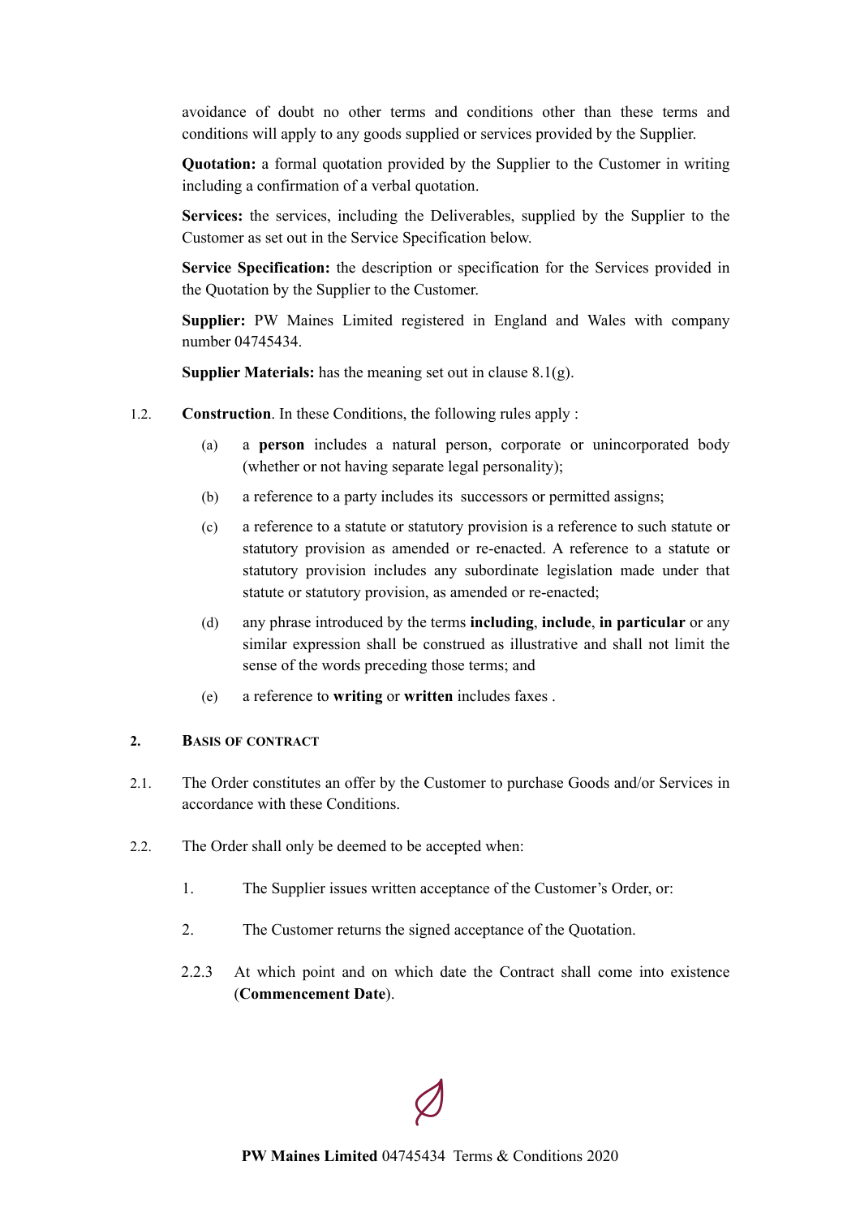avoidance of doubt no other terms and conditions other than these terms and conditions will apply to any goods supplied or services provided by the Supplier.

**Quotation:** a formal quotation provided by the Supplier to the Customer in writing including a confirmation of a verbal quotation.

**Services:** the services, including the Deliverables, supplied by the Supplier to the Customer as set out in the Service Specification below.

**Service Specification:** the description or specification for the Services provided in the Quotation by the Supplier to the Customer.

**Supplier:** PW Maines Limited registered in England and Wales with company number 04745434.

**Supplier Materials:** has the meaning set out in clause 8.1(g).

1.2. **Construction**. In these Conditions, the following rules apply :

(a) a **person** includes a natural person, corporate or unincorporated body (whether or not having separate legal personality);

(b) a reference to a party includes its successors or permitted assigns;

(c) a reference to a statute or statutory provision is a reference to such statute or statutory provision as amended or re-enacted. A reference to a statute or statutory provision includes any subordinate legislation made under that statute or statutory provision, as amended or re-enacted;

(d) any phrase introduced by the terms **including**, **include**, **in particular** or any similar expression shall be construed as illustrative and shall not limit the sense of the words preceding those terms; and

(e) a reference to **writing** or **written** includes faxes .

## 2. Basis of contract

2.1. The Order constitutes an offer by the Customer to purchase Goods and/or Services in accordance with these Conditions.

2.2. The Order shall only be deemed to be accepted when:

1. The Supplier issues written acceptance of the Customer's Order, or:

2. The Customer returns the signed acceptance of the Quotation.

2.2.3 At which point and on which date the Contract shall come into existence (**Commencement Date**).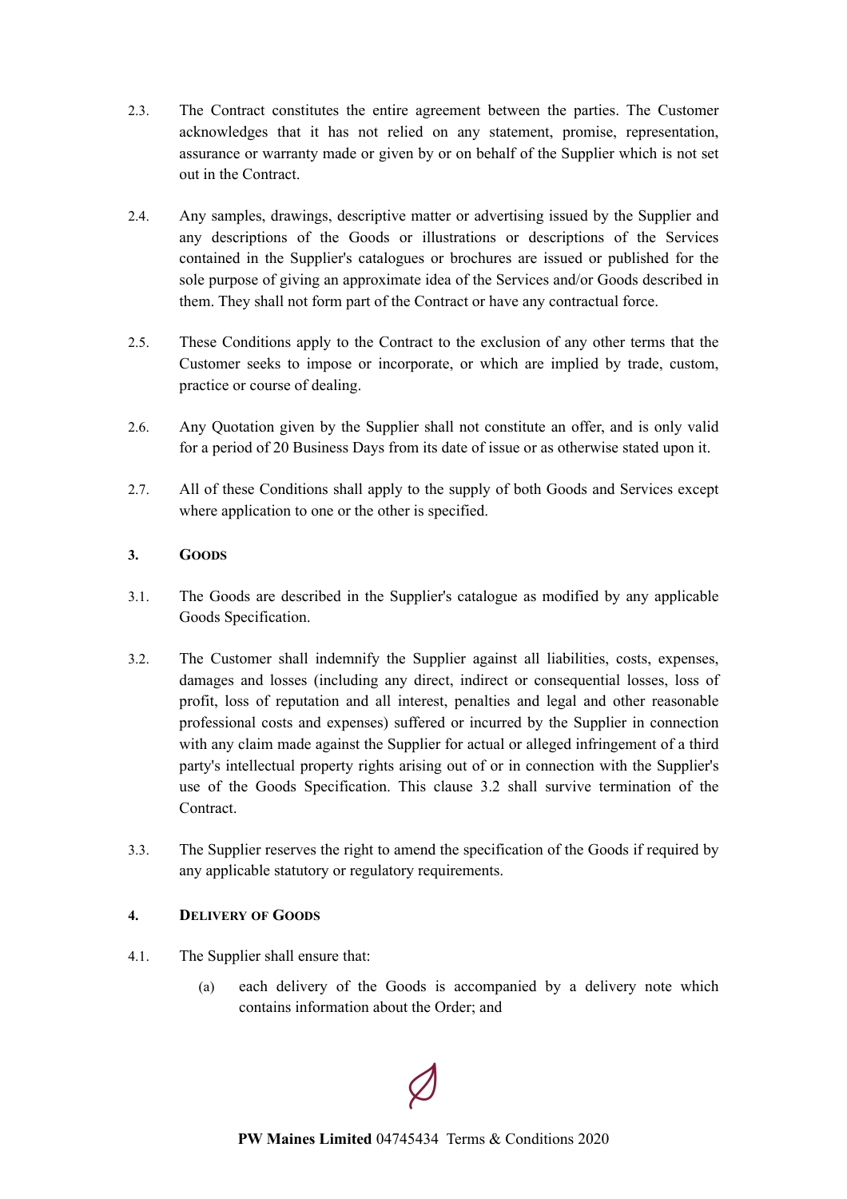2.3. The Contract constitutes the entire agreement between the parties. The Customer acknowledges that it has not relied on any statement, promise, representation, assurance or warranty made or given by or on behalf of the Supplier which is not set out in the Contract.

2.4. Any samples, drawings, descriptive matter or advertising issued by the Supplier and any descriptions of the Goods or illustrations or descriptions of the Services contained in the Supplier's catalogues or brochures are issued or published for the sole purpose of giving an approximate idea of the Services and/or Goods described in them. They shall not form part of the Contract or have any contractual force.

2.5. These Conditions apply to the Contract to the exclusion of any other terms that the Customer seeks to impose or incorporate, or which are implied by trade, custom, practice or course of dealing.

2.6. Any Quotation given by the Supplier shall not constitute an offer, and is only valid for a period of 20 Business Days from its date of issue or as otherwise stated upon it.

2.7. All of these Conditions shall apply to the supply of both Goods and Services except where application to one or the other is specified.

## 3. Goods

3.1. The Goods are described in the Supplier's catalogue as modified by any applicable Goods Specification.

3.2. The Customer shall indemnify the Supplier against all liabilities, costs, expenses, damages and losses (including any direct, indirect or consequential losses, loss of profit, loss of reputation and all interest, penalties and legal and other reasonable professional costs and expenses) suffered or incurred by the Supplier in connection with any claim made against the Supplier for actual or alleged infringement of a third party's intellectual property rights arising out of or in connection with the Supplier's use of the Goods Specification. This clause 3.2 shall survive termination of the Contract.

3.3. The Supplier reserves the right to amend the specification of the Goods if required by any applicable statutory or regulatory requirements.

## 4. Delivery of Goods

4.1. The Supplier shall ensure that:

(a) each delivery of the Goods is accompanied by a delivery note which contains information about the Order; and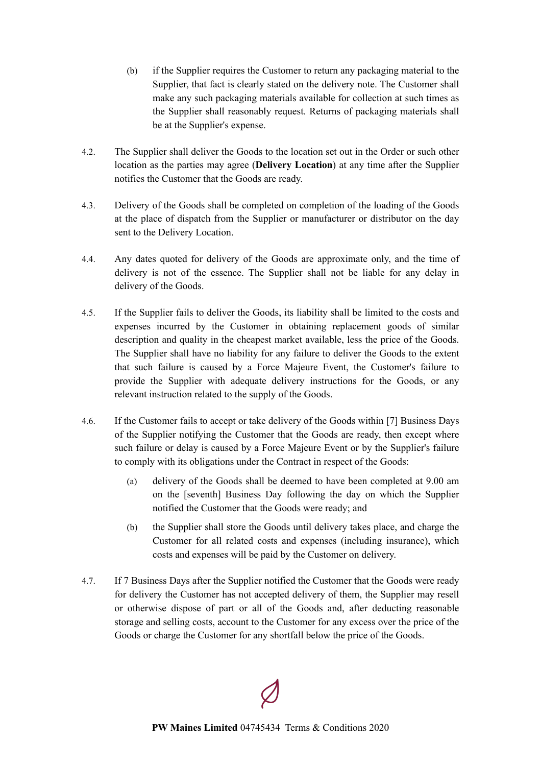(b) if the Supplier requires the Customer to return any packaging material to the Supplier, that fact is clearly stated on the delivery note. The Customer shall make any such packaging materials available for collection at such times as the Supplier shall reasonably request. Returns of packaging materials shall be at the Supplier's expense.

4.2. The Supplier shall deliver the Goods to the location set out in the Order or such other location as the parties may agree (**Delivery Location**) at any time after the Supplier notifies the Customer that the Goods are ready.

4.3. Delivery of the Goods shall be completed on completion of the loading of the Goods at the place of dispatch from the Supplier or manufacturer or distributor on the day sent to the Delivery Location.

4.4. Any dates quoted for delivery of the Goods are approximate only, and the time of delivery is not of the essence. The Supplier shall not be liable for any delay in delivery of the Goods.

4.5. If the Supplier fails to deliver the Goods, its liability shall be limited to the costs and expenses incurred by the Customer in obtaining replacement goods of similar description and quality in the cheapest market available, less the price of the Goods. The Supplier shall have no liability for any failure to deliver the Goods to the extent that such failure is caused by a Force Majeure Event, the Customer's failure to provide the Supplier with adequate delivery instructions for the Goods, or any relevant instruction related to the supply of the Goods.

4.6. If the Customer fails to accept or take delivery of the Goods within [7] Business Days of the Supplier notifying the Customer that the Goods are ready, then except where such failure or delay is caused by a Force Majeure Event or by the Supplier's failure to comply with its obligations under the Contract in respect of the Goods:

(a) delivery of the Goods shall be deemed to have been completed at 9.00 am on the [seventh] Business Day following the day on which the Supplier notified the Customer that the Goods were ready; and

(b) the Supplier shall store the Goods until delivery takes place, and charge the Customer for all related costs and expenses (including insurance), which costs and expenses will be paid by the Customer on delivery.

4.7. If 7 Business Days after the Supplier notified the Customer that the Goods were ready for delivery the Customer has not accepted delivery of them, the Supplier may resell or otherwise dispose of part or all of the Goods and, after deducting reasonable storage and selling costs, account to the Customer for any excess over the price of the Goods or charge the Customer for any shortfall below the price of the Goods.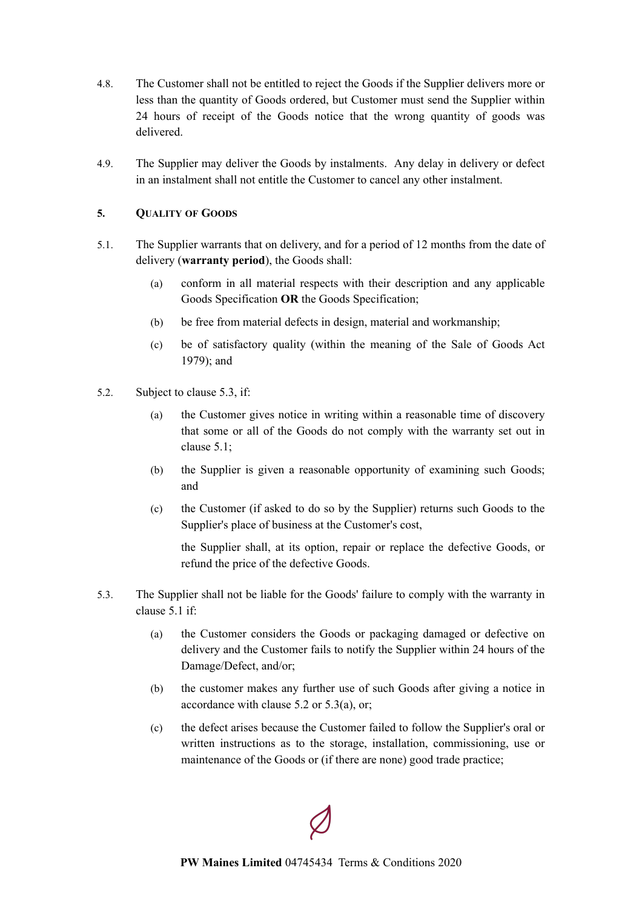4.8. The Customer shall not be entitled to reject the Goods if the Supplier delivers more or less than the quantity of Goods ordered, but Customer must send the Supplier within 24 hours of receipt of the Goods notice that the wrong quantity of goods was delivered.

4.9. The Supplier may deliver the Goods by instalments. Any delay in delivery or defect in an instalment shall not entitle the Customer to cancel any other instalment.

## 5. Quality of Goods

5.1. The Supplier warrants that on delivery, and for a period of 12 months from the date of delivery (**warranty period**), the Goods shall:

(a) conform in all material respects with their description and any applicable Goods Specification **OR** the Goods Specification;

(b) be free from material defects in design, material and workmanship;

(c) be of satisfactory quality (within the meaning of the Sale of Goods Act 1979); and

5.2. Subject to clause 5.3, if:

(a) the Customer gives notice in writing within a reasonable time of discovery that some or all of the Goods do not comply with the warranty set out in clause 5.1;

(b) the Supplier is given a reasonable opportunity of examining such Goods; and

(c) the Customer (if asked to do so by the Supplier) returns such Goods to the Supplier's place of business at the Customer's cost,

the Supplier shall, at its option, repair or replace the defective Goods, or refund the price of the defective Goods.

5.3. The Supplier shall not be liable for the Goods' failure to comply with the warranty in clause 5.1 if:

(a) the Customer considers the Goods or packaging damaged or defective on delivery and the Customer fails to notify the Supplier within 24 hours of the Damage/Defect, and/or;

(b) the customer makes any further use of such Goods after giving a notice in accordance with clause 5.2 or 5.3(a), or;

(c) the defect arises because the Customer failed to follow the Supplier's oral or written instructions as to the storage, installation, commissioning, use or maintenance of the Goods or (if there are none) good trade practice;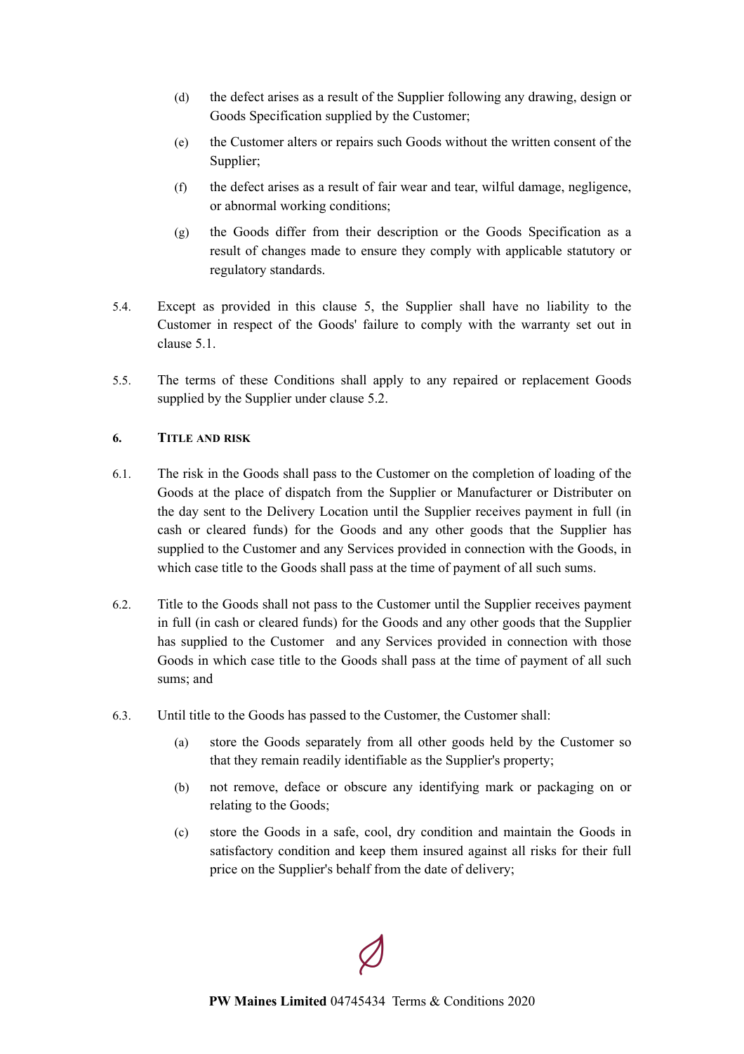(d) the defect arises as a result of the Supplier following any drawing, design or Goods Specification supplied by the Customer;

(e) the Customer alters or repairs such Goods without the written consent of the Supplier;

(f) the defect arises as a result of fair wear and tear, wilful damage, negligence, or abnormal working conditions;

(g) the Goods differ from their description or the Goods Specification as a result of changes made to ensure they comply with applicable statutory or regulatory standards.

5.4. Except as provided in this clause 5, the Supplier shall have no liability to the Customer in respect of the Goods' failure to comply with the warranty set out in clause 5.1.

5.5. The terms of these Conditions shall apply to any repaired or replacement Goods supplied by the Supplier under clause 5.2.

**6. TITLE AND RISK**

6.1. The risk in the Goods shall pass to the Customer on the completion of loading of the Goods at the place of dispatch from the Supplier or Manufacturer or Distributer on the day sent to the Delivery Location until the Supplier receives payment in full (in cash or cleared funds) for the Goods and any other goods that the Supplier has supplied to the Customer and any Services provided in connection with the Goods, in which case title to the Goods shall pass at the time of payment of all such sums.

6.2. Title to the Goods shall not pass to the Customer until the Supplier receives payment in full (in cash or cleared funds) for the Goods and any other goods that the Supplier has supplied to the Customer and any Services provided in connection with those Goods in which case title to the Goods shall pass at the time of payment of all such sums; and

6.3. Until title to the Goods has passed to the Customer, the Customer shall:

(a) store the Goods separately from all other goods held by the Customer so that they remain readily identifiable as the Supplier's property;

(b) not remove, deface or obscure any identifying mark or packaging on or relating to the Goods;

(c) store the Goods in a safe, cool, dry condition and maintain the Goods in satisfactory condition and keep them insured against all risks for their full price on the Supplier's behalf from the date of delivery;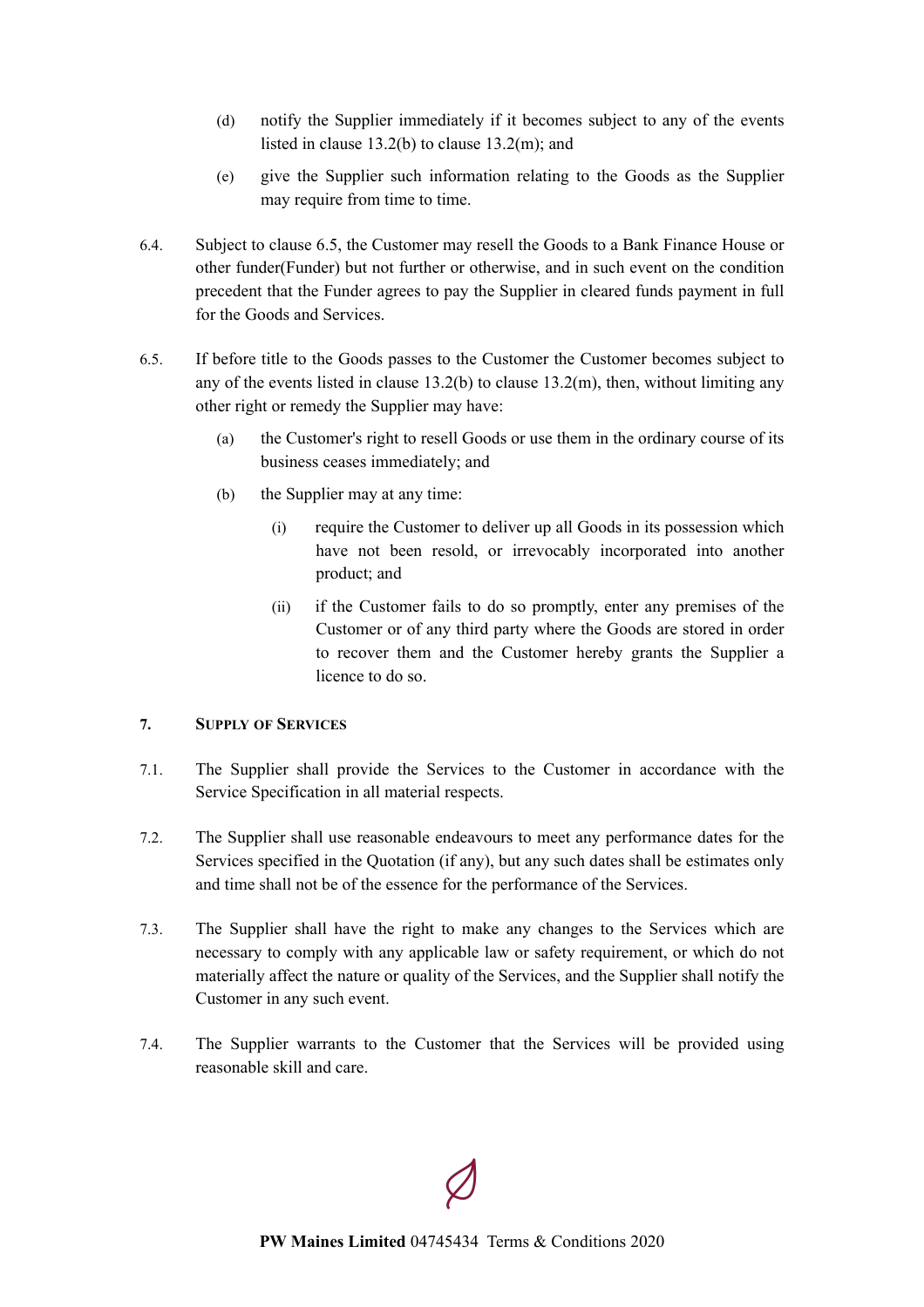(d) notify the Supplier immediately if it becomes subject to any of the events listed in clause 13.2(b) to clause 13.2(m); and

(e) give the Supplier such information relating to the Goods as the Supplier may require from time to time.

6.4. Subject to clause 6.5, the Customer may resell the Goods to a Bank Finance House or other funder(Funder) but not further or otherwise, and in such event on the condition precedent that the Funder agrees to pay the Supplier in cleared funds payment in full for the Goods and Services.

6.5. If before title to the Goods passes to the Customer the Customer becomes subject to any of the events listed in clause 13.2(b) to clause 13.2(m), then, without limiting any other right or remedy the Supplier may have:

(a) the Customer's right to resell Goods or use them in the ordinary course of its business ceases immediately; and

(b) the Supplier may at any time:

(i) require the Customer to deliver up all Goods in its possession which have not been resold, or irrevocably incorporated into another product; and

(ii) if the Customer fails to do so promptly, enter any premises of the Customer or of any third party where the Goods are stored in order to recover them and the Customer hereby grants the Supplier a licence to do so.

## 7. Supply of Services

7.1. The Supplier shall provide the Services to the Customer in accordance with the Service Specification in all material respects.

7.2. The Supplier shall use reasonable endeavours to meet any performance dates for the Services specified in the Quotation (if any), but any such dates shall be estimates only and time shall not be of the essence for the performance of the Services.

7.3. The Supplier shall have the right to make any changes to the Services which are necessary to comply with any applicable law or safety requirement, or which do not materially affect the nature or quality of the Services, and the Supplier shall notify the Customer in any such event.

7.4. The Supplier warrants to the Customer that the Services will be provided using reasonable skill and care.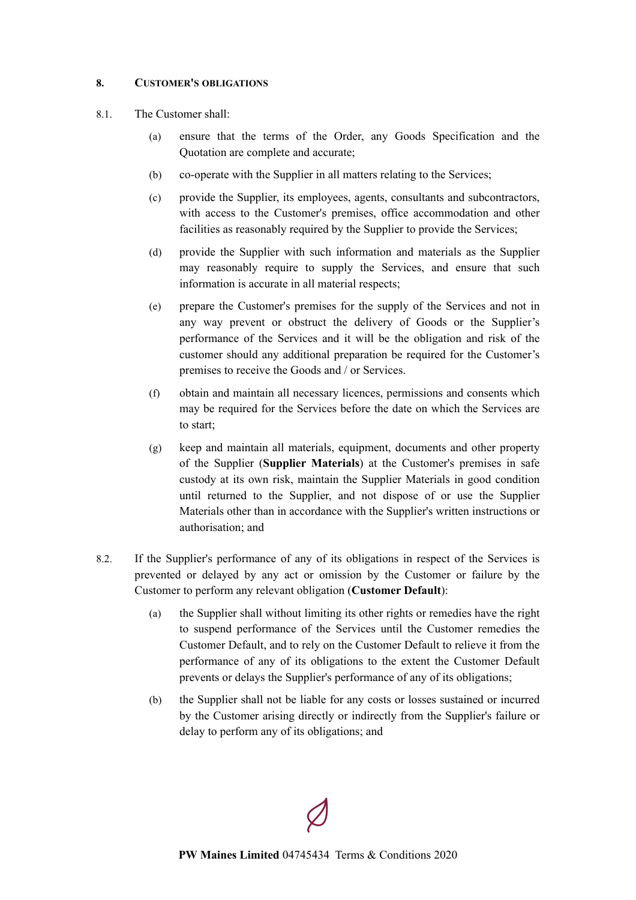## 8. CUSTOMER'S OBLIGATIONS

8.1. The Customer shall:

(a) ensure that the terms of the Order, any Goods Specification and the Quotation are complete and accurate;

(b) co-operate with the Supplier in all matters relating to the Services;

(c) provide the Supplier, its employees, agents, consultants and subcontractors, with access to the Customer's premises, office accommodation and other facilities as reasonably required by the Supplier to provide the Services;

(d) provide the Supplier with such information and materials as the Supplier may reasonably require to supply the Services, and ensure that such information is accurate in all material respects;

(e) prepare the Customer's premises for the supply of the Services and not in any way prevent or obstruct the delivery of Goods or the Supplier's performance of the Services and it will be the obligation and risk of the customer should any additional preparation be required for the Customer's premises to receive the Goods and / or Services.

(f) obtain and maintain all necessary licences, permissions and consents which may be required for the Services before the date on which the Services are to start;

(g) keep and maintain all materials, equipment, documents and other property of the Supplier (**Supplier Materials**) at the Customer's premises in safe custody at its own risk, maintain the Supplier Materials in good condition until returned to the Supplier, and not dispose of or use the Supplier Materials other than in accordance with the Supplier's written instructions or authorisation; and

8.2. If the Supplier's performance of any of its obligations in respect of the Services is prevented or delayed by any act or omission by the Customer or failure by the Customer to perform any relevant obligation (**Customer Default**):

(a) the Supplier shall without limiting its other rights or remedies have the right to suspend performance of the Services until the Customer remedies the Customer Default, and to rely on the Customer Default to relieve it from the performance of any of its obligations to the extent the Customer Default prevents or delays the Supplier's performance of any of its obligations;

(b) the Supplier shall not be liable for any costs or losses sustained or incurred by the Customer arising directly or indirectly from the Supplier's failure or delay to perform any of its obligations; and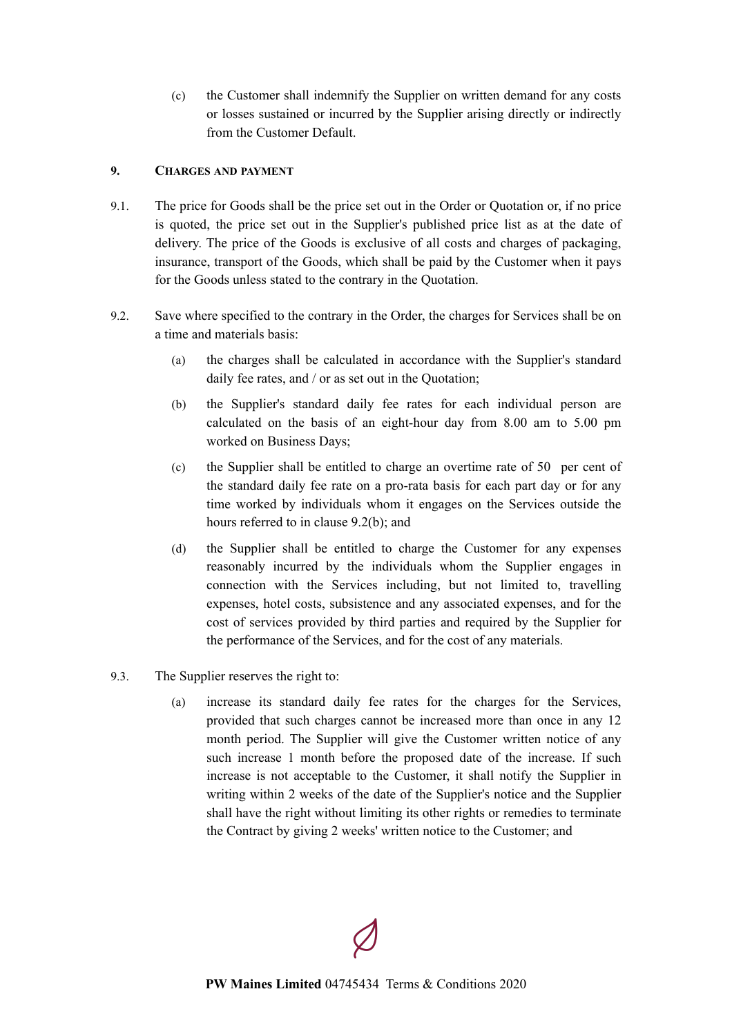(c) the Customer shall indemnify the Supplier on written demand for any costs or losses sustained or incurred by the Supplier arising directly or indirectly from the Customer Default.

## 9. CHARGES AND PAYMENT

9.1. The price for Goods shall be the price set out in the Order or Quotation or, if no price is quoted, the price set out in the Supplier's published price list as at the date of delivery. The price of the Goods is exclusive of all costs and charges of packaging, insurance, transport of the Goods, which shall be paid by the Customer when it pays for the Goods unless stated to the contrary in the Quotation.

9.2. Save where specified to the contrary in the Order, the charges for Services shall be on a time and materials basis:

(a) the charges shall be calculated in accordance with the Supplier's standard daily fee rates, and / or as set out in the Quotation;

(b) the Supplier's standard daily fee rates for each individual person are calculated on the basis of an eight-hour day from 8.00 am to 5.00 pm worked on Business Days;

(c) the Supplier shall be entitled to charge an overtime rate of 50 per cent of the standard daily fee rate on a pro-rata basis for each part day or for any time worked by individuals whom it engages on the Services outside the hours referred to in clause 9.2(b); and

(d) the Supplier shall be entitled to charge the Customer for any expenses reasonably incurred by the individuals whom the Supplier engages in connection with the Services including, but not limited to, travelling expenses, hotel costs, subsistence and any associated expenses, and for the cost of services provided by third parties and required by the Supplier for the performance of the Services, and for the cost of any materials.

9.3. The Supplier reserves the right to:

(a) increase its standard daily fee rates for the charges for the Services, provided that such charges cannot be increased more than once in any 12 month period. The Supplier will give the Customer written notice of any such increase 1 month before the proposed date of the increase. If such increase is not acceptable to the Customer, it shall notify the Supplier in writing within 2 weeks of the date of the Supplier's notice and the Supplier shall have the right without limiting its other rights or remedies to terminate the Contract by giving 2 weeks' written notice to the Customer; and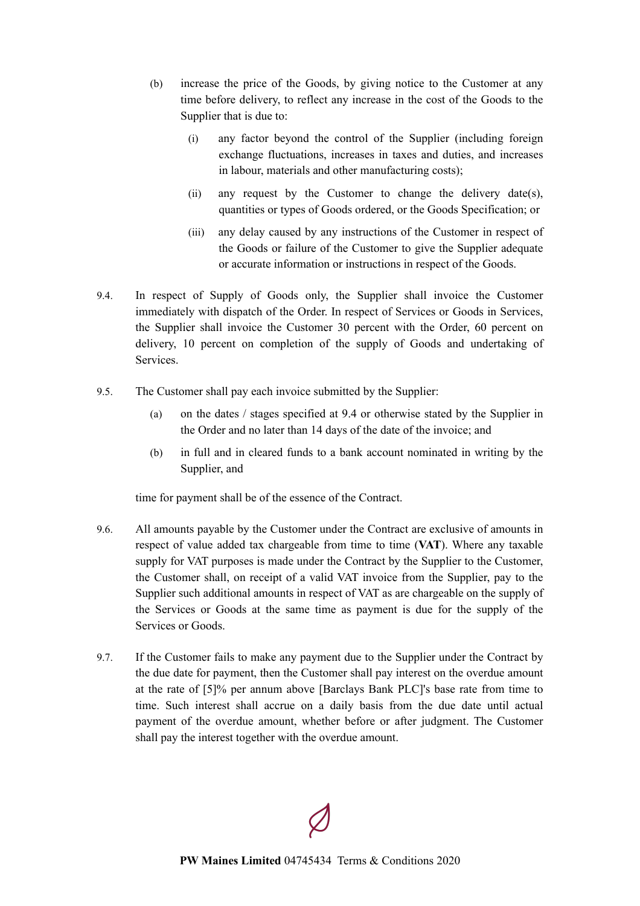(b) increase the price of the Goods, by giving notice to the Customer at any time before delivery, to reflect any increase in the cost of the Goods to the Supplier that is due to:

    (i) any factor beyond the control of the Supplier (including foreign exchange fluctuations, increases in taxes and duties, and increases in labour, materials and other manufacturing costs);

    (ii) any request by the Customer to change the delivery date(s), quantities or types of Goods ordered, or the Goods Specification; or

    (iii) any delay caused by any instructions of the Customer in respect of the Goods or failure of the Customer to give the Supplier adequate or accurate information or instructions in respect of the Goods.

9.4. In respect of Supply of Goods only, the Supplier shall invoice the Customer immediately with dispatch of the Order. In respect of Services or Goods in Services, the Supplier shall invoice the Customer 30 percent with the Order, 60 percent on delivery, 10 percent on completion of the supply of Goods and undertaking of Services.

9.5. The Customer shall pay each invoice submitted by the Supplier:

(a) on the dates / stages specified at 9.4 or otherwise stated by the Supplier in the Order and no later than 14 days of the date of the invoice; and

(b) in full and in cleared funds to a bank account nominated in writing by the Supplier, and

time for payment shall be of the essence of the Contract.

9.6. All amounts payable by the Customer under the Contract are exclusive of amounts in respect of value added tax chargeable from time to time (**VAT**). Where any taxable supply for VAT purposes is made under the Contract by the Supplier to the Customer, the Customer shall, on receipt of a valid VAT invoice from the Supplier, pay to the Supplier such additional amounts in respect of VAT as are chargeable on the supply of the Services or Goods at the same time as payment is due for the supply of the Services or Goods.

9.7. If the Customer fails to make any payment due to the Supplier under the Contract by the due date for payment, then the Customer shall pay interest on the overdue amount at the rate of [5]% per annum above [Barclays Bank PLC]'s base rate from time to time. Such interest shall accrue on a daily basis from the due date until actual payment of the overdue amount, whether before or after judgment. The Customer shall pay the interest together with the overdue amount.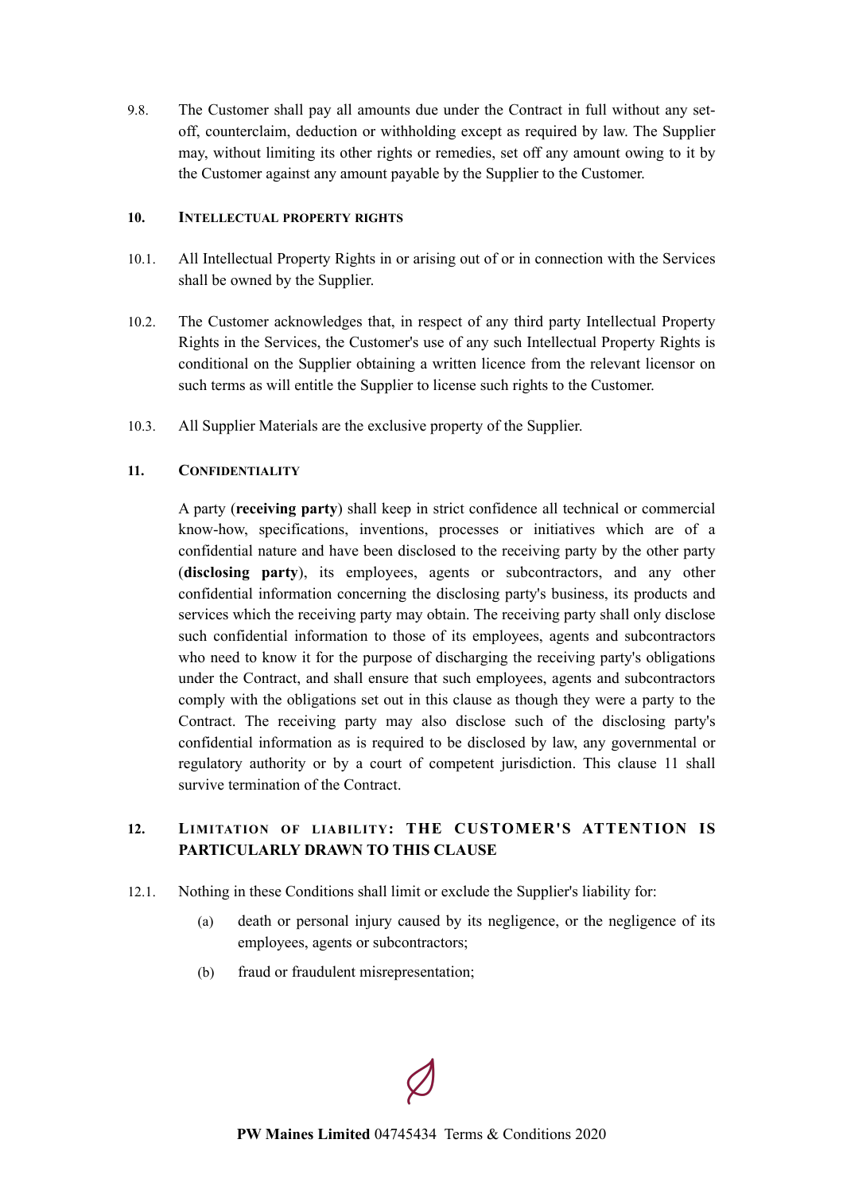9.8. The Customer shall pay all amounts due under the Contract in full without any set-off, counterclaim, deduction or withholding except as required by law. The Supplier may, without limiting its other rights or remedies, set off any amount owing to it by the Customer against any amount payable by the Supplier to the Customer.

## 10. Intellectual property rights

10.1. All Intellectual Property Rights in or arising out of or in connection with the Services shall be owned by the Supplier.

10.2. The Customer acknowledges that, in respect of any third party Intellectual Property Rights in the Services, the Customer's use of any such Intellectual Property Rights is conditional on the Supplier obtaining a written licence from the relevant licensor on such terms as will entitle the Supplier to license such rights to the Customer.

10.3. All Supplier Materials are the exclusive property of the Supplier.

## 11. Confidentiality

A party (**receiving party**) shall keep in strict confidence all technical or commercial know-how, specifications, inventions, processes or initiatives which are of a confidential nature and have been disclosed to the receiving party by the other party (**disclosing party**), its employees, agents or subcontractors, and any other confidential information concerning the disclosing party's business, its products and services which the receiving party may obtain. The receiving party shall only disclose such confidential information to those of its employees, agents and subcontractors who need to know it for the purpose of discharging the receiving party's obligations under the Contract, and shall ensure that such employees, agents and subcontractors comply with the obligations set out in this clause as though they were a party to the Contract. The receiving party may also disclose such of the disclosing party's confidential information as is required to be disclosed by law, any governmental or regulatory authority or by a court of competent jurisdiction. This clause 11 shall survive termination of the Contract.

## 12. Limitation of liability: THE CUSTOMER'S ATTENTION IS PARTICULARLY DRAWN TO THIS CLAUSE

12.1. Nothing in these Conditions shall limit or exclude the Supplier's liability for:

(a) death or personal injury caused by its negligence, or the negligence of its employees, agents or subcontractors;

(b) fraud or fraudulent misrepresentation;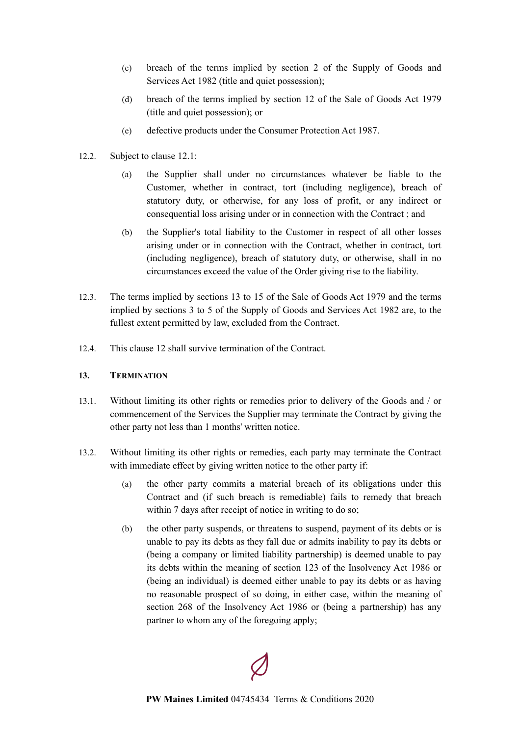(c) breach of the terms implied by section 2 of the Supply of Goods and Services Act 1982 (title and quiet possession);

(d) breach of the terms implied by section 12 of the Sale of Goods Act 1979 (title and quiet possession); or

(e) defective products under the Consumer Protection Act 1987.

12.2. Subject to clause 12.1:

(a) the Supplier shall under no circumstances whatever be liable to the Customer, whether in contract, tort (including negligence), breach of statutory duty, or otherwise, for any loss of profit, or any indirect or consequential loss arising under or in connection with the Contract ; and

(b) the Supplier's total liability to the Customer in respect of all other losses arising under or in connection with the Contract, whether in contract, tort (including negligence), breach of statutory duty, or otherwise, shall in no circumstances exceed the value of the Order giving rise to the liability.

12.3. The terms implied by sections 13 to 15 of the Sale of Goods Act 1979 and the terms implied by sections 3 to 5 of the Supply of Goods and Services Act 1982 are, to the fullest extent permitted by law, excluded from the Contract.

12.4. This clause 12 shall survive termination of the Contract.

## 13. TERMINATION

13.1. Without limiting its other rights or remedies prior to delivery of the Goods and / or commencement of the Services the Supplier may terminate the Contract by giving the other party not less than 1 months' written notice.

13.2. Without limiting its other rights or remedies, each party may terminate the Contract with immediate effect by giving written notice to the other party if:

(a) the other party commits a material breach of its obligations under this Contract and (if such breach is remediable) fails to remedy that breach within 7 days after receipt of notice in writing to do so;

(b) the other party suspends, or threatens to suspend, payment of its debts or is unable to pay its debts as they fall due or admits inability to pay its debts or (being a company or limited liability partnership) is deemed unable to pay its debts within the meaning of section 123 of the Insolvency Act 1986 or (being an individual) is deemed either unable to pay its debts or as having no reasonable prospect of so doing, in either case, within the meaning of section 268 of the Insolvency Act 1986 or (being a partnership) has any partner to whom any of the foregoing apply;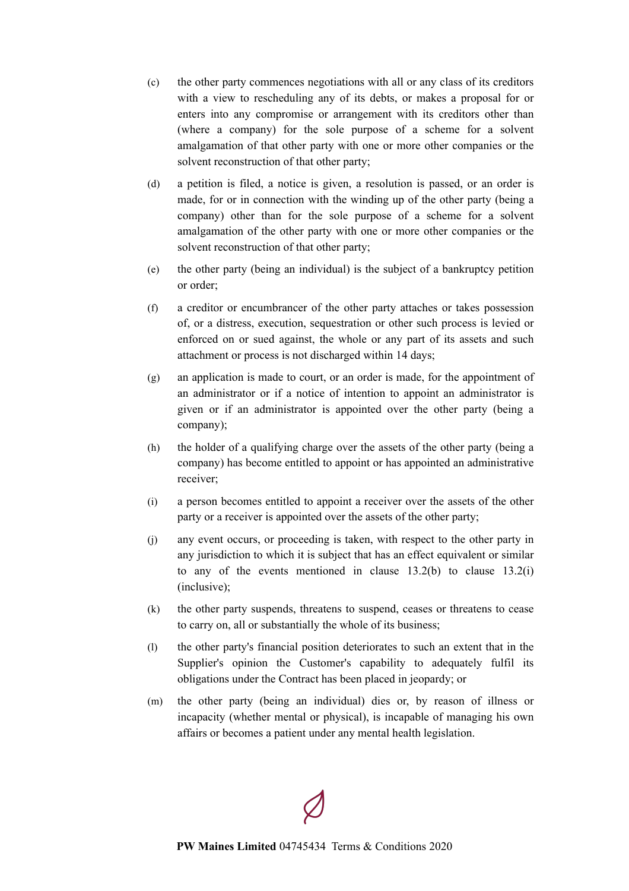(c) the other party commences negotiations with all or any class of its creditors with a view to rescheduling any of its debts, or makes a proposal for or enters into any compromise or arrangement with its creditors other than (where a company) for the sole purpose of a scheme for a solvent amalgamation of that other party with one or more other companies or the solvent reconstruction of that other party;

(d) a petition is filed, a notice is given, a resolution is passed, or an order is made, for or in connection with the winding up of the other party (being a company) other than for the sole purpose of a scheme for a solvent amalgamation of the other party with one or more other companies or the solvent reconstruction of that other party;

(e) the other party (being an individual) is the subject of a bankruptcy petition or order;

(f) a creditor or encumbrancer of the other party attaches or takes possession of, or a distress, execution, sequestration or other such process is levied or enforced on or sued against, the whole or any part of its assets and such attachment or process is not discharged within 14 days;

(g) an application is made to court, or an order is made, for the appointment of an administrator or if a notice of intention to appoint an administrator is given or if an administrator is appointed over the other party (being a company);

(h) the holder of a qualifying charge over the assets of the other party (being a company) has become entitled to appoint or has appointed an administrative receiver;

(i) a person becomes entitled to appoint a receiver over the assets of the other party or a receiver is appointed over the assets of the other party;

(j) any event occurs, or proceeding is taken, with respect to the other party in any jurisdiction to which it is subject that has an effect equivalent or similar to any of the events mentioned in clause 13.2(b) to clause 13.2(i) (inclusive);

(k) the other party suspends, threatens to suspend, ceases or threatens to cease to carry on, all or substantially the whole of its business;

(l) the other party's financial position deteriorates to such an extent that in the Supplier's opinion the Customer's capability to adequately fulfil its obligations under the Contract has been placed in jeopardy; or

(m) the other party (being an individual) dies or, by reason of illness or incapacity (whether mental or physical), is incapable of managing his own affairs or becomes a patient under any mental health legislation.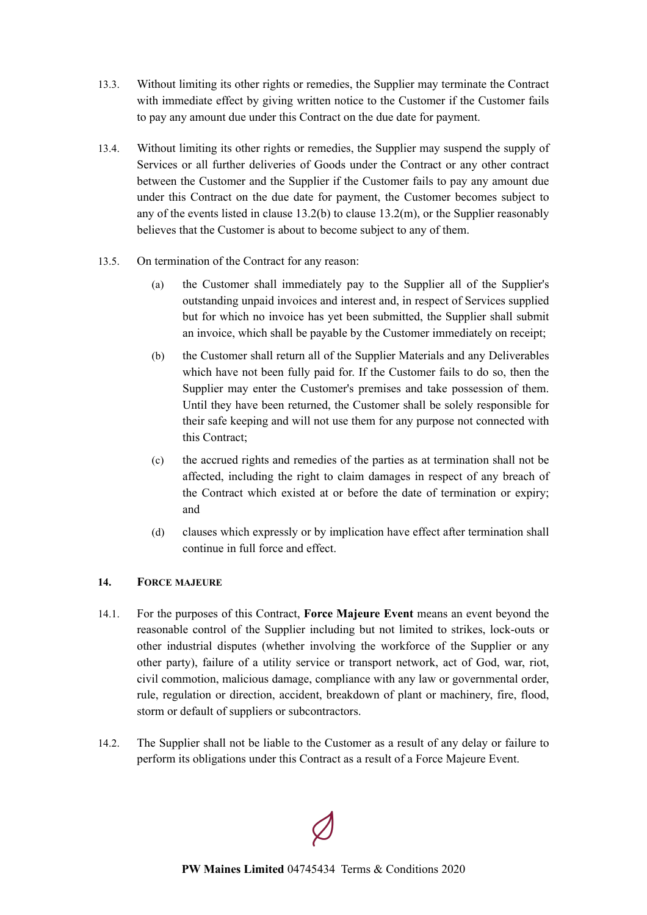13.3. Without limiting its other rights or remedies, the Supplier may terminate the Contract with immediate effect by giving written notice to the Customer if the Customer fails to pay any amount due under this Contract on the due date for payment.

13.4. Without limiting its other rights or remedies, the Supplier may suspend the supply of Services or all further deliveries of Goods under the Contract or any other contract between the Customer and the Supplier if the Customer fails to pay any amount due under this Contract on the due date for payment, the Customer becomes subject to any of the events listed in clause 13.2(b) to clause 13.2(m), or the Supplier reasonably believes that the Customer is about to become subject to any of them.

13.5. On termination of the Contract for any reason:

(a) the Customer shall immediately pay to the Supplier all of the Supplier's outstanding unpaid invoices and interest and, in respect of Services supplied but for which no invoice has yet been submitted, the Supplier shall submit an invoice, which shall be payable by the Customer immediately on receipt;

(b) the Customer shall return all of the Supplier Materials and any Deliverables which have not been fully paid for. If the Customer fails to do so, then the Supplier may enter the Customer's premises and take possession of them. Until they have been returned, the Customer shall be solely responsible for their safe keeping and will not use them for any purpose not connected with this Contract;

(c) the accrued rights and remedies of the parties as at termination shall not be affected, including the right to claim damages in respect of any breach of the Contract which existed at or before the date of termination or expiry; and

(d) clauses which expressly or by implication have effect after termination shall continue in full force and effect.

## 14. Force majeure

14.1. For the purposes of this Contract, **Force Majeure Event** means an event beyond the reasonable control of the Supplier including but not limited to strikes, lock-outs or other industrial disputes (whether involving the workforce of the Supplier or any other party), failure of a utility service or transport network, act of God, war, riot, civil commotion, malicious damage, compliance with any law or governmental order, rule, regulation or direction, accident, breakdown of plant or machinery, fire, flood, storm or default of suppliers or subcontractors.

14.2. The Supplier shall not be liable to the Customer as a result of any delay or failure to perform its obligations under this Contract as a result of a Force Majeure Event.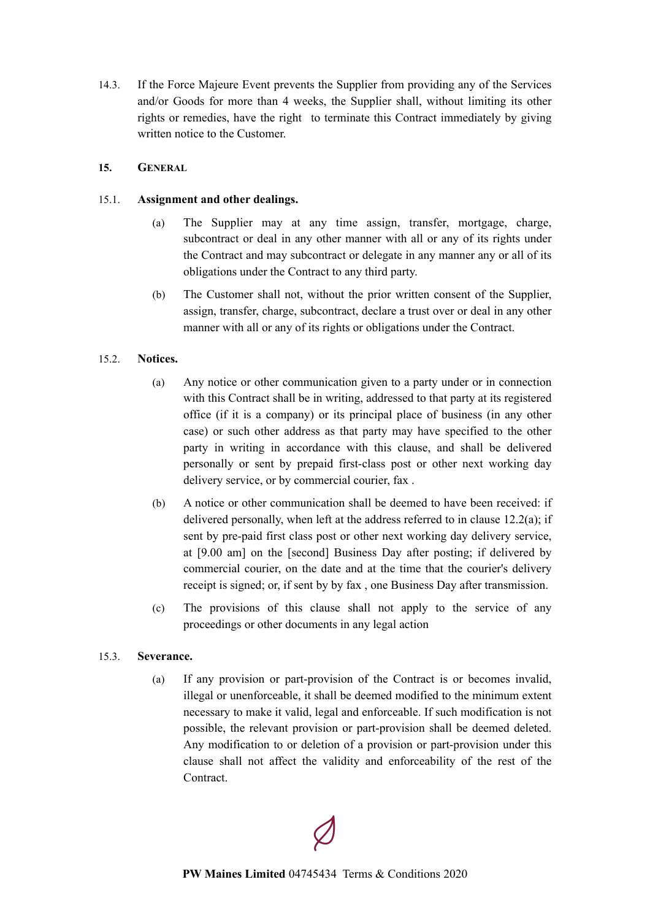14.3. If the Force Majeure Event prevents the Supplier from providing any of the Services and/or Goods for more than 4 weeks, the Supplier shall, without limiting its other rights or remedies, have the right to terminate this Contract immediately by giving written notice to the Customer.

## 15. General

**15.1. Assignment and other dealings.**

(a) The Supplier may at any time assign, transfer, mortgage, charge, subcontract or deal in any other manner with all or any of its rights under the Contract and may subcontract or delegate in any manner any or all of its obligations under the Contract to any third party.

(b) The Customer shall not, without the prior written consent of the Supplier, assign, transfer, charge, subcontract, declare a trust over or deal in any other manner with all or any of its rights or obligations under the Contract.

**15.2. Notices.**

(a) Any notice or other communication given to a party under or in connection with this Contract shall be in writing, addressed to that party at its registered office (if it is a company) or its principal place of business (in any other case) or such other address as that party may have specified to the other party in writing in accordance with this clause, and shall be delivered personally or sent by prepaid first-class post or other next working day delivery service, or by commercial courier, fax .

(b) A notice or other communication shall be deemed to have been received: if delivered personally, when left at the address referred to in clause 12.2(a); if sent by pre-paid first class post or other next working day delivery service, at [9.00 am] on the [second] Business Day after posting; if delivered by commercial courier, on the date and at the time that the courier's delivery receipt is signed; or, if sent by by fax , one Business Day after transmission.

(c) The provisions of this clause shall not apply to the service of any proceedings or other documents in any legal action

**15.3. Severance.**

(a) If any provision or part-provision of the Contract is or becomes invalid, illegal or unenforceable, it shall be deemed modified to the minimum extent necessary to make it valid, legal and enforceable. If such modification is not possible, the relevant provision or part-provision shall be deemed deleted. Any modification to or deletion of a provision or part-provision under this clause shall not affect the validity and enforceability of the rest of the Contract.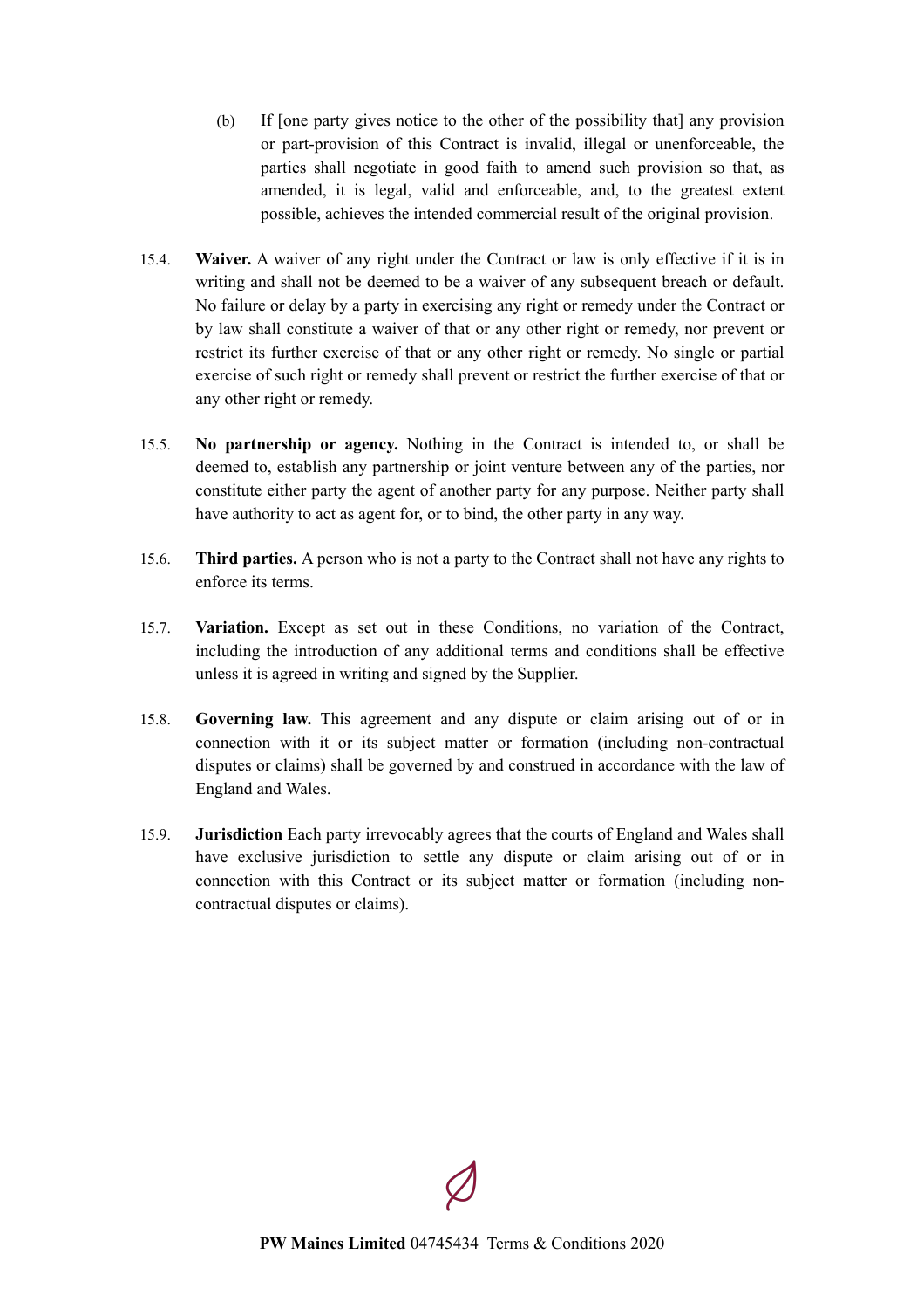(b) If [one party gives notice to the other of the possibility that] any provision or part-provision of this Contract is invalid, illegal or unenforceable, the parties shall negotiate in good faith to amend such provision so that, as amended, it is legal, valid and enforceable, and, to the greatest extent possible, achieves the intended commercial result of the original provision.

15.4. **Waiver.** A waiver of any right under the Contract or law is only effective if it is in writing and shall not be deemed to be a waiver of any subsequent breach or default. No failure or delay by a party in exercising any right or remedy under the Contract or by law shall constitute a waiver of that or any other right or remedy, nor prevent or restrict its further exercise of that or any other right or remedy. No single or partial exercise of such right or remedy shall prevent or restrict the further exercise of that or any other right or remedy.

15.5. **No partnership or agency.** Nothing in the Contract is intended to, or shall be deemed to, establish any partnership or joint venture between any of the parties, nor constitute either party the agent of another party for any purpose. Neither party shall have authority to act as agent for, or to bind, the other party in any way.

15.6. **Third parties.** A person who is not a party to the Contract shall not have any rights to enforce its terms.

15.7. **Variation.** Except as set out in these Conditions, no variation of the Contract, including the introduction of any additional terms and conditions shall be effective unless it is agreed in writing and signed by the Supplier.

15.8. **Governing law.** This agreement and any dispute or claim arising out of or in connection with it or its subject matter or formation (including non-contractual disputes or claims) shall be governed by and construed in accordance with the law of England and Wales.

15.9. **Jurisdiction** Each party irrevocably agrees that the courts of England and Wales shall have exclusive jurisdiction to settle any dispute or claim arising out of or in connection with this Contract or its subject matter or formation (including non-contractual disputes or claims).